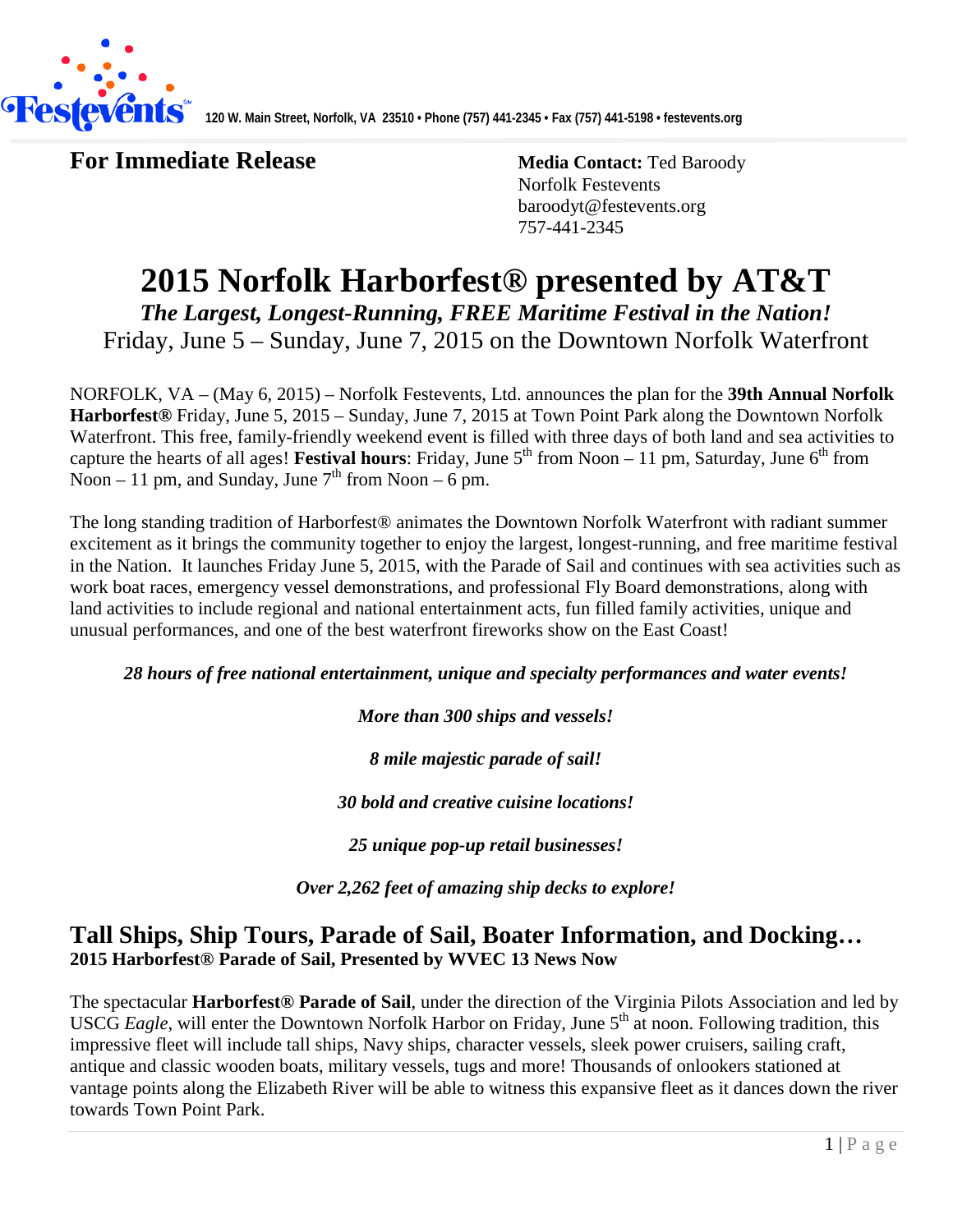Festevents 120 W. Main Street, Norfolk, VA 23510 • Phone (757) 441-2345 • Fax (757) 441-5198 • festevents.org

**For Immediate Release**

**Media Contact:** Ted Baroody
Norfolk Festevents
baroodyt@festevents.org
757-441-2345

# 2015 Norfolk Harborfest® presented by AT&T

***The Largest, Longest-Running, FREE Maritime Festival in the Nation!***

Friday, June 5 – Sunday, June 7, 2015 on the Downtown Norfolk Waterfront

NORFOLK, VA – (May 6, 2015) – Norfolk Festevents, Ltd. announces the plan for the **39th Annual Norfolk Harborfest®** Friday, June 5, 2015 – Sunday, June 7, 2015 at Town Point Park along the Downtown Norfolk Waterfront. This free, family-friendly weekend event is filled with three days of both land and sea activities to capture the hearts of all ages! **Festival hours**: Friday, June 5th from Noon – 11 pm, Saturday, June 6th from Noon – 11 pm, and Sunday, June 7th from Noon – 6 pm.

The long standing tradition of Harborfest® animates the Downtown Norfolk Waterfront with radiant summer excitement as it brings the community together to enjoy the largest, longest-running, and free maritime festival in the Nation. It launches Friday June 5, 2015, with the Parade of Sail and continues with sea activities such as work boat races, emergency vessel demonstrations, and professional Fly Board demonstrations, along with land activities to include regional and national entertainment acts, fun filled family activities, unique and unusual performances, and one of the best waterfront fireworks show on the East Coast!

***28 hours of free national entertainment, unique and specialty performances and water events!***

***More than 300 ships and vessels!***

***8 mile majestic parade of sail!***

***30 bold and creative cuisine locations!***

***25 unique pop-up retail businesses!***

***Over 2,262 feet of amazing ship decks to explore!***

## Tall Ships, Ship Tours, Parade of Sail, Boater Information, and Docking…

**2015 Harborfest® Parade of Sail, Presented by WVEC 13 News Now**

The spectacular **Harborfest® Parade of Sail**, under the direction of the Virginia Pilots Association and led by USCG *Eagle*, will enter the Downtown Norfolk Harbor on Friday, June 5th at noon. Following tradition, this impressive fleet will include tall ships, Navy ships, character vessels, sleek power cruisers, sailing craft, antique and classic wooden boats, military vessels, tugs and more! Thousands of onlookers stationed at vantage points along the Elizabeth River will be able to witness this expansive fleet as it dances down the river towards Town Point Park.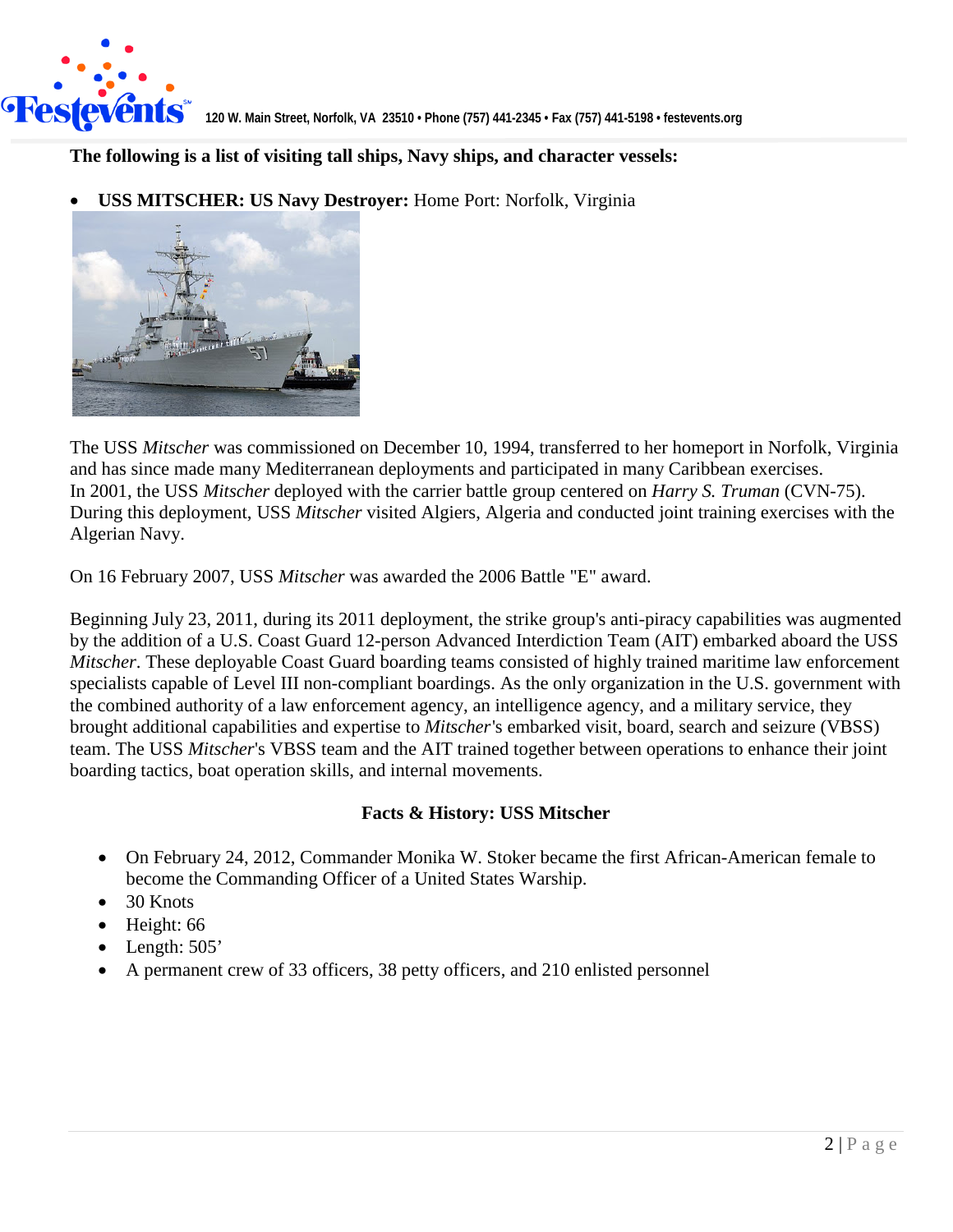**The following is a list of visiting tall ships, Navy ships, and character vessels:**

- **USS MITSCHER: US Navy Destroyer:** Home Port: Norfolk, Virginia

The USS *Mitscher* was commissioned on December 10, 1994, transferred to her homeport in Norfolk, Virginia and has since made many Mediterranean deployments and participated in many Caribbean exercises. In 2001, the USS *Mitscher* deployed with the carrier battle group centered on *Harry S. Truman* (CVN-75). During this deployment, USS *Mitscher* visited Algiers, Algeria and conducted joint training exercises with the Algerian Navy.

On 16 February 2007, USS *Mitscher* was awarded the 2006 Battle "E" award.

Beginning July 23, 2011, during its 2011 deployment, the strike group's anti-piracy capabilities was augmented by the addition of a U.S. Coast Guard 12-person Advanced Interdiction Team (AIT) embarked aboard the USS *Mitscher*. These deployable Coast Guard boarding teams consisted of highly trained maritime law enforcement specialists capable of Level III non-compliant boardings. As the only organization in the U.S. government with the combined authority of a law enforcement agency, an intelligence agency, and a military service, they brought additional capabilities and expertise to *Mitscher*'s embarked visit, board, search and seizure (VBSS) team. The USS *Mitscher*'s VBSS team and the AIT trained together between operations to enhance their joint boarding tactics, boat operation skills, and internal movements.

**Facts & History: USS Mitscher**

- On February 24, 2012, Commander Monika W. Stoker became the first African-American female to become the Commanding Officer of a United States Warship.
- 30 Knots
- Height: 66
- Length: 505'
- A permanent crew of 33 officers, 38 petty officers, and 210 enlisted personnel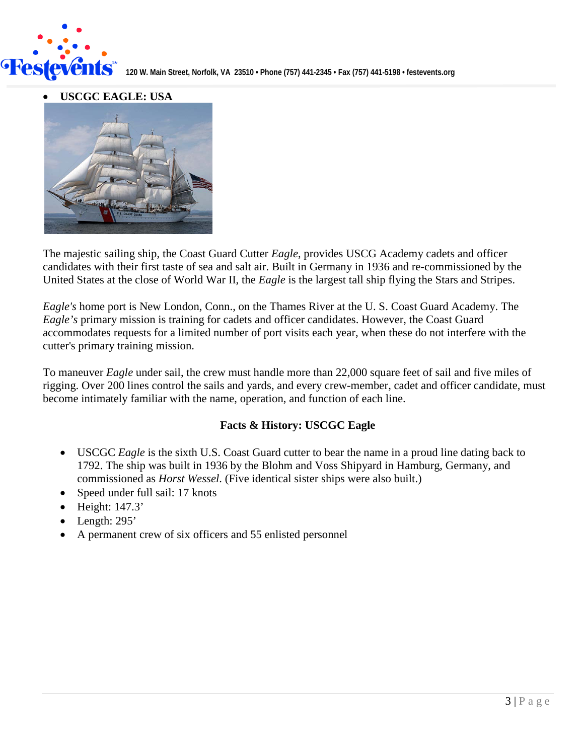- **USCGC EAGLE: USA**

The majestic sailing ship, the Coast Guard Cutter *Eagle*, provides USCG Academy cadets and officer candidates with their first taste of sea and salt air. Built in Germany in 1936 and re-commissioned by the United States at the close of World War II, the *Eagle* is the largest tall ship flying the Stars and Stripes.

*Eagle's* home port is New London, Conn., on the Thames River at the U. S. Coast Guard Academy. The *Eagle's* primary mission is training for cadets and officer candidates. However, the Coast Guard accommodates requests for a limited number of port visits each year, when these do not interfere with the cutter's primary training mission.

To maneuver *Eagle* under sail, the crew must handle more than 22,000 square feet of sail and five miles of rigging. Over 200 lines control the sails and yards, and every crew-member, cadet and officer candidate, must become intimately familiar with the name, operation, and function of each line.

**Facts & History: USCGC Eagle**

- USCGC *Eagle* is the sixth U.S. Coast Guard cutter to bear the name in a proud line dating back to 1792. The ship was built in 1936 by the Blohm and Voss Shipyard in Hamburg, Germany, and commissioned as *Horst Wessel*. (Five identical sister ships were also built.)
- Speed under full sail: 17 knots
- Height: 147.3'
- Length: 295'
- A permanent crew of six officers and 55 enlisted personnel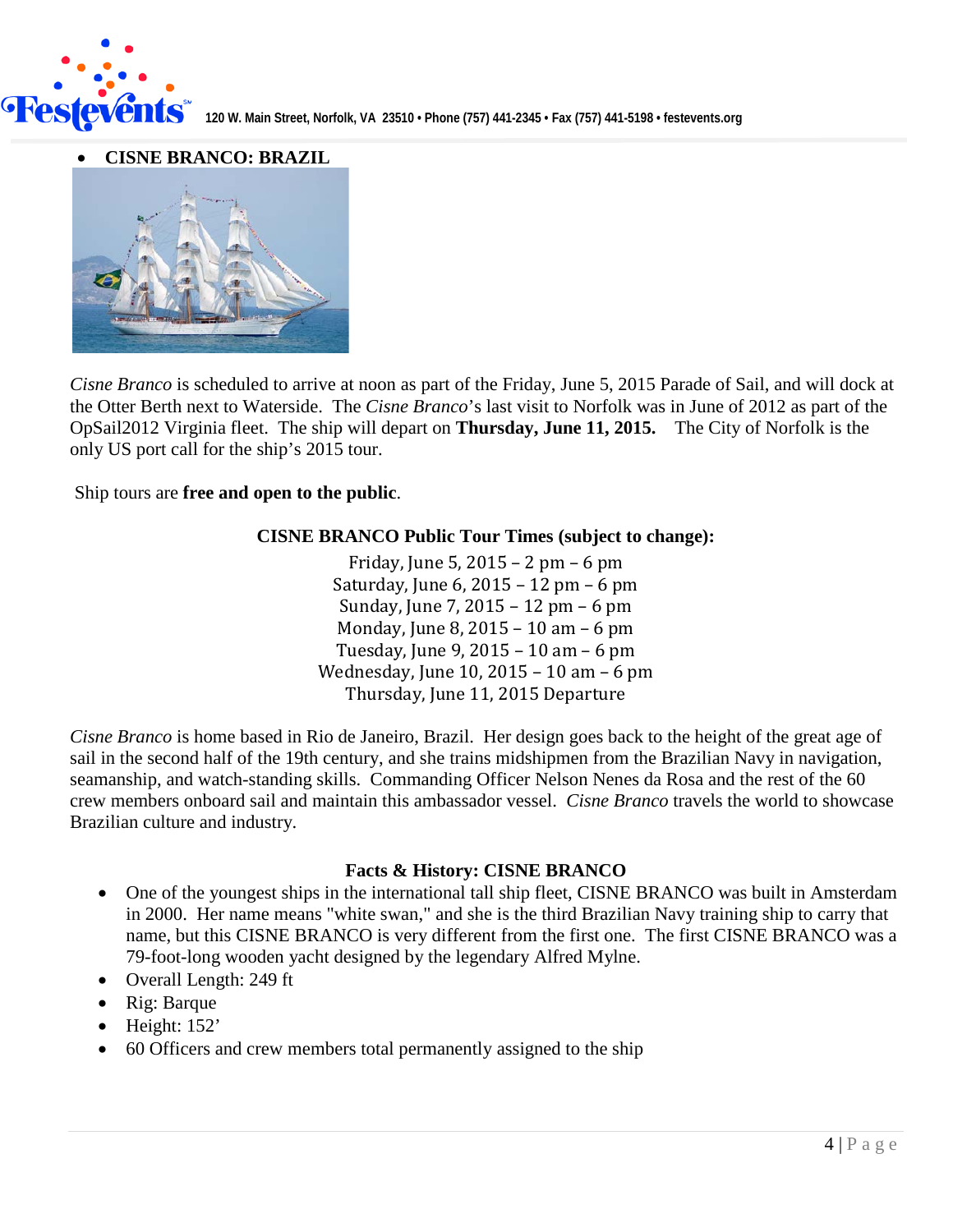- **CISNE BRANCO: BRAZIL**

*Cisne Branco* is scheduled to arrive at noon as part of the Friday, June 5, 2015 Parade of Sail, and will dock at the Otter Berth next to Waterside. The *Cisne Branco*'s last visit to Norfolk was in June of 2012 as part of the OpSail2012 Virginia fleet. The ship will depart on **Thursday, June 11, 2015.** The City of Norfolk is the only US port call for the ship's 2015 tour.

Ship tours are **free and open to the public**.

**CISNE BRANCO Public Tour Times (subject to change):**

Friday, June 5, 2015 – 2 pm – 6 pm
Saturday, June 6, 2015 – 12 pm – 6 pm
Sunday, June 7, 2015 – 12 pm – 6 pm
Monday, June 8, 2015 – 10 am – 6 pm
Tuesday, June 9, 2015 – 10 am – 6 pm
Wednesday, June 10, 2015 – 10 am – 6 pm
Thursday, June 11, 2015 Departure

*Cisne Branco* is home based in Rio de Janeiro, Brazil. Her design goes back to the height of the great age of sail in the second half of the 19th century, and she trains midshipmen from the Brazilian Navy in navigation, seamanship, and watch-standing skills. Commanding Officer Nelson Nenes da Rosa and the rest of the 60 crew members onboard sail and maintain this ambassador vessel. *Cisne Branco* travels the world to showcase Brazilian culture and industry.

**Facts & History: CISNE BRANCO**

- One of the youngest ships in the international tall ship fleet, CISNE BRANCO was built in Amsterdam in 2000. Her name means "white swan," and she is the third Brazilian Navy training ship to carry that name, but this CISNE BRANCO is very different from the first one. The first CISNE BRANCO was a 79-foot-long wooden yacht designed by the legendary Alfred Mylne.
- Overall Length: 249 ft
- Rig: Barque
- Height: 152'
- 60 Officers and crew members total permanently assigned to the ship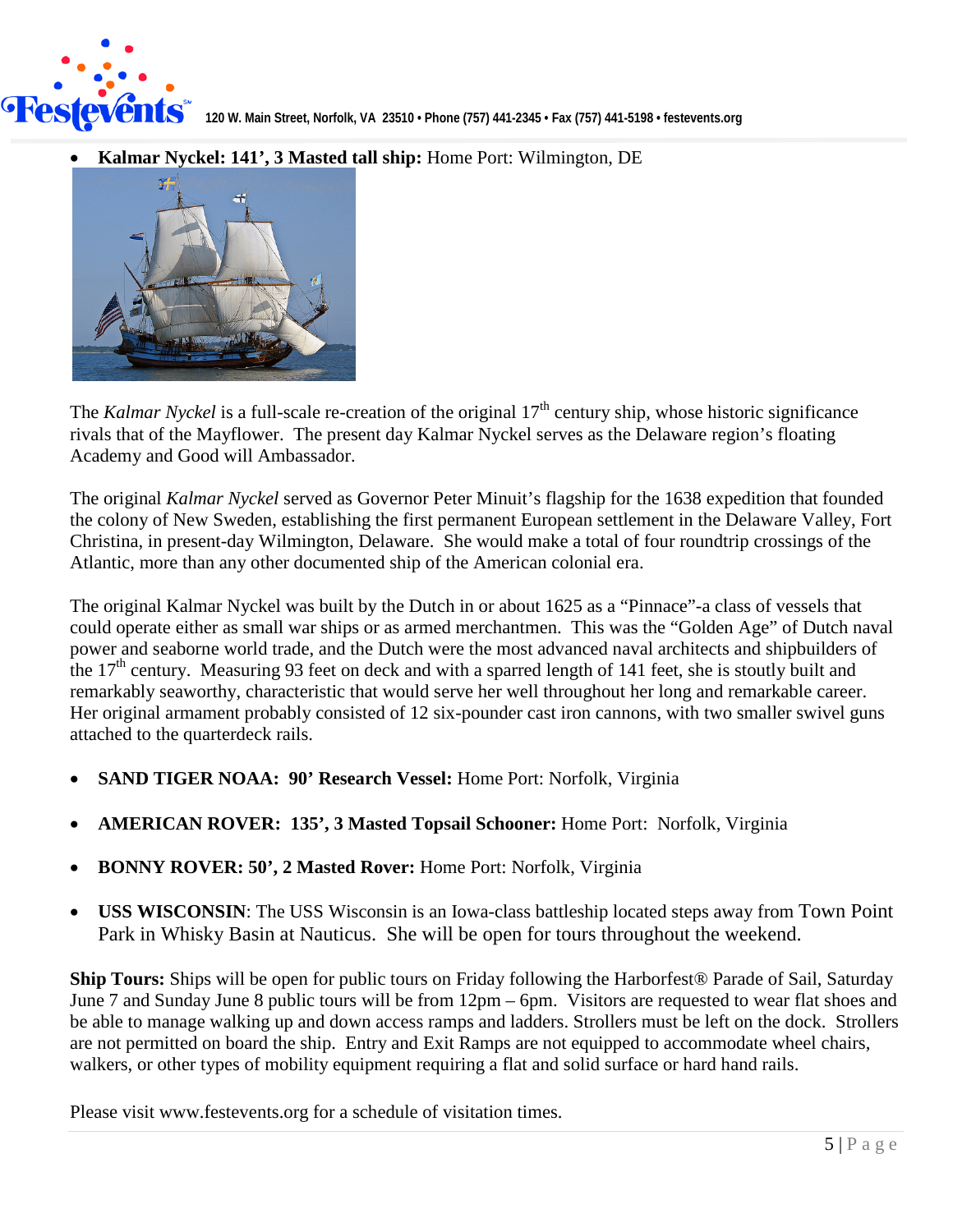- **Kalmar Nyckel: 141', 3 Masted tall ship:** Home Port: Wilmington, DE

The *Kalmar Nyckel* is a full-scale re-creation of the original 17th century ship, whose historic significance rivals that of the Mayflower. The present day Kalmar Nyckel serves as the Delaware region's floating Academy and Good will Ambassador.

The original *Kalmar Nyckel* served as Governor Peter Minuit's flagship for the 1638 expedition that founded the colony of New Sweden, establishing the first permanent European settlement in the Delaware Valley, Fort Christina, in present-day Wilmington, Delaware. She would make a total of four roundtrip crossings of the Atlantic, more than any other documented ship of the American colonial era.

The original Kalmar Nyckel was built by the Dutch in or about 1625 as a "Pinnace"-a class of vessels that could operate either as small war ships or as armed merchantmen. This was the "Golden Age" of Dutch naval power and seaborne world trade, and the Dutch were the most advanced naval architects and shipbuilders of the 17th century. Measuring 93 feet on deck and with a sparred length of 141 feet, she is stoutly built and remarkably seaworthy, characteristic that would serve her well throughout her long and remarkable career. Her original armament probably consisted of 12 six-pounder cast iron cannons, with two smaller swivel guns attached to the quarterdeck rails.

- **SAND TIGER NOAA: 90' Research Vessel:** Home Port: Norfolk, Virginia

- **AMERICAN ROVER: 135', 3 Masted Topsail Schooner:** Home Port: Norfolk, Virginia

- **BONNY ROVER: 50', 2 Masted Rover:** Home Port: Norfolk, Virginia

- **USS WISCONSIN**: The USS Wisconsin is an Iowa-class battleship located steps away from Town Point Park in Whisky Basin at Nauticus. She will be open for tours throughout the weekend.

**Ship Tours:** Ships will be open for public tours on Friday following the Harborfest® Parade of Sail, Saturday June 7 and Sunday June 8 public tours will be from 12pm – 6pm. Visitors are requested to wear flat shoes and be able to manage walking up and down access ramps and ladders. Strollers must be left on the dock. Strollers are not permitted on board the ship. Entry and Exit Ramps are not equipped to accommodate wheel chairs, walkers, or other types of mobility equipment requiring a flat and solid surface or hard hand rails.

Please visit www.festevents.org for a schedule of visitation times.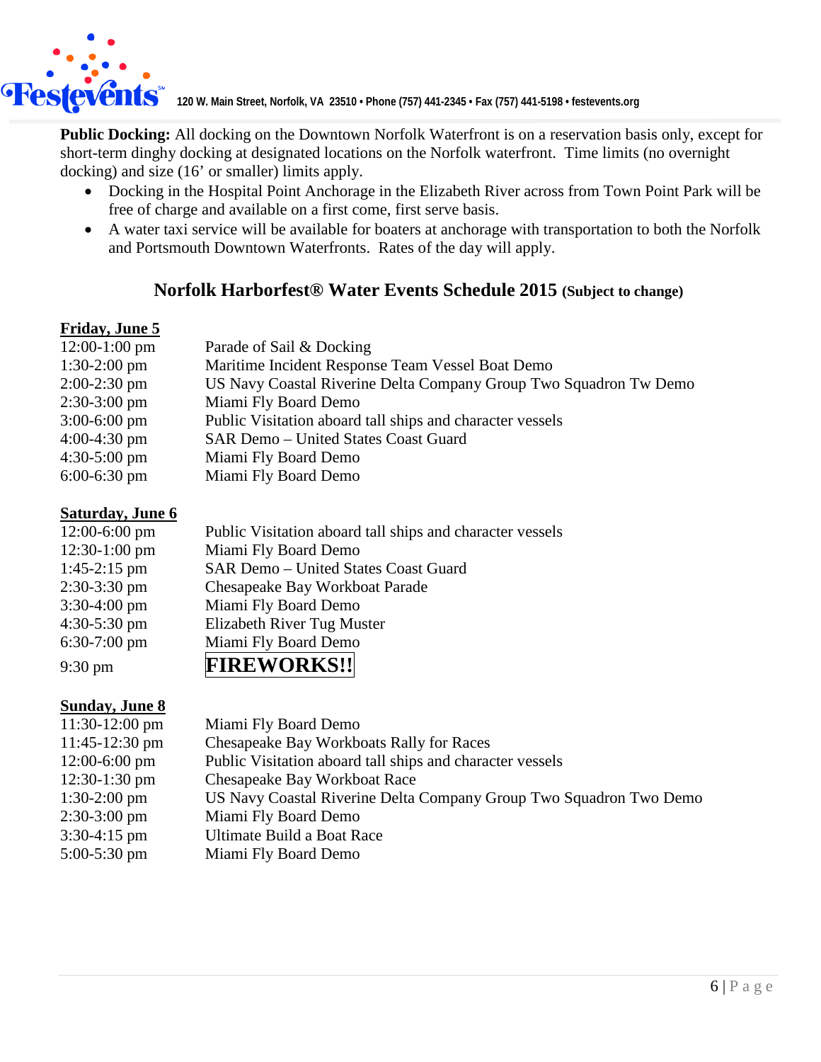**Public Docking:** All docking on the Downtown Norfolk Waterfront is on a reservation basis only, except for short-term dinghy docking at designated locations on the Norfolk waterfront. Time limits (no overnight docking) and size (16' or smaller) limits apply.

- Docking in the Hospital Point Anchorage in the Elizabeth River across from Town Point Park will be free of charge and available on a first come, first serve basis.
- A water taxi service will be available for boaters at anchorage with transportation to both the Norfolk and Portsmouth Downtown Waterfronts. Rates of the day will apply.

## Norfolk Harborfest® Water Events Schedule 2015 (Subject to change)

**Friday, June 5**

| | |
|---|---|
| 12:00-1:00 pm | Parade of Sail & Docking |
| 1:30-2:00 pm | Maritime Incident Response Team Vessel Boat Demo |
| 2:00-2:30 pm | US Navy Coastal Riverine Delta Company Group Two Squadron Tw Demo |
| 2:30-3:00 pm | Miami Fly Board Demo |
| 3:00-6:00 pm | Public Visitation aboard tall ships and character vessels |
| 4:00-4:30 pm | SAR Demo – United States Coast Guard |
| 4:30-5:00 pm | Miami Fly Board Demo |
| 6:00-6:30 pm | Miami Fly Board Demo |

**Saturday, June 6**

| | |
|---|---|
| 12:00-6:00 pm | Public Visitation aboard tall ships and character vessels |
| 12:30-1:00 pm | Miami Fly Board Demo |
| 1:45-2:15 pm | SAR Demo – United States Coast Guard |
| 2:30-3:30 pm | Chesapeake Bay Workboat Parade |
| 3:30-4:00 pm | Miami Fly Board Demo |
| 4:30-5:30 pm | Elizabeth River Tug Muster |
| 6:30-7:00 pm | Miami Fly Board Demo |
| 9:30 pm | **FIREWORKS!!** |

**Sunday, June 8**

| | |
|---|---|
| 11:30-12:00 pm | Miami Fly Board Demo |
| 11:45-12:30 pm | Chesapeake Bay Workboats Rally for Races |
| 12:00-6:00 pm | Public Visitation aboard tall ships and character vessels |
| 12:30-1:30 pm | Chesapeake Bay Workboat Race |
| 1:30-2:00 pm | US Navy Coastal Riverine Delta Company Group Two Squadron Two Demo |
| 2:30-3:00 pm | Miami Fly Board Demo |
| 3:30-4:15 pm | Ultimate Build a Boat Race |
| 5:00-5:30 pm | Miami Fly Board Demo |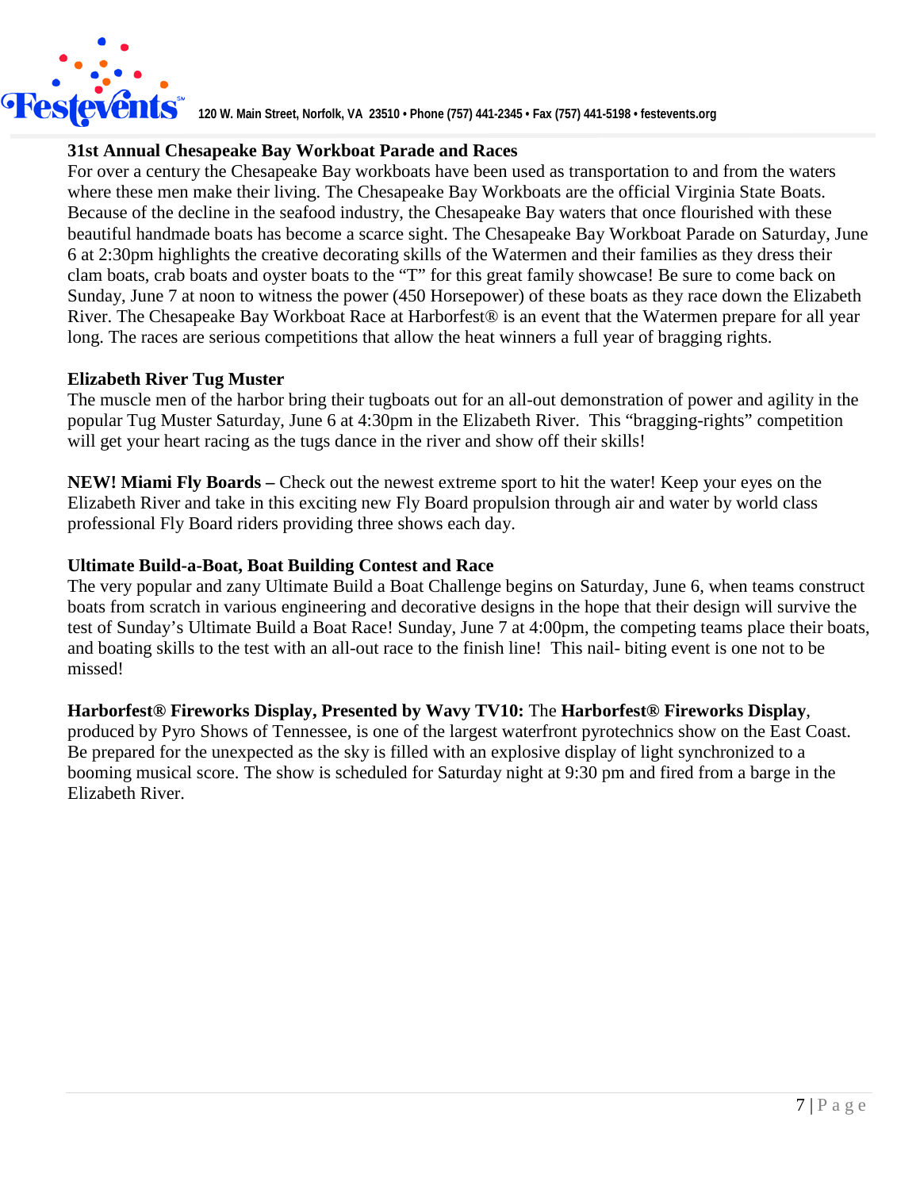### 31st Annual Chesapeake Bay Workboat Parade and Races

For over a century the Chesapeake Bay workboats have been used as transportation to and from the waters where these men make their living. The Chesapeake Bay Workboats are the official Virginia State Boats. Because of the decline in the seafood industry, the Chesapeake Bay waters that once flourished with these beautiful handmade boats has become a scarce sight. The Chesapeake Bay Workboat Parade on Saturday, June 6 at 2:30pm highlights the creative decorating skills of the Watermen and their families as they dress their clam boats, crab boats and oyster boats to the "T" for this great family showcase! Be sure to come back on Sunday, June 7 at noon to witness the power (450 Horsepower) of these boats as they race down the Elizabeth River. The Chesapeake Bay Workboat Race at Harborfest® is an event that the Watermen prepare for all year long. The races are serious competitions that allow the heat winners a full year of bragging rights.

### Elizabeth River Tug Muster

The muscle men of the harbor bring their tugboats out for an all-out demonstration of power and agility in the popular Tug Muster Saturday, June 6 at 4:30pm in the Elizabeth River. This "bragging-rights" competition will get your heart racing as the tugs dance in the river and show off their skills!

**NEW! Miami Fly Boards –** Check out the newest extreme sport to hit the water! Keep your eyes on the Elizabeth River and take in this exciting new Fly Board propulsion through air and water by world class professional Fly Board riders providing three shows each day.

### Ultimate Build-a-Boat, Boat Building Contest and Race

The very popular and zany Ultimate Build a Boat Challenge begins on Saturday, June 6, when teams construct boats from scratch in various engineering and decorative designs in the hope that their design will survive the test of Sunday's Ultimate Build a Boat Race! Sunday, June 7 at 4:00pm, the competing teams place their boats, and boating skills to the test with an all-out race to the finish line! This nail- biting event is one not to be missed!

**Harborfest® Fireworks Display, Presented by Wavy TV10:** The **Harborfest® Fireworks Display**, produced by Pyro Shows of Tennessee, is one of the largest waterfront pyrotechnics show on the East Coast. Be prepared for the unexpected as the sky is filled with an explosive display of light synchronized to a booming musical score. The show is scheduled for Saturday night at 9:30 pm and fired from a barge in the Elizabeth River.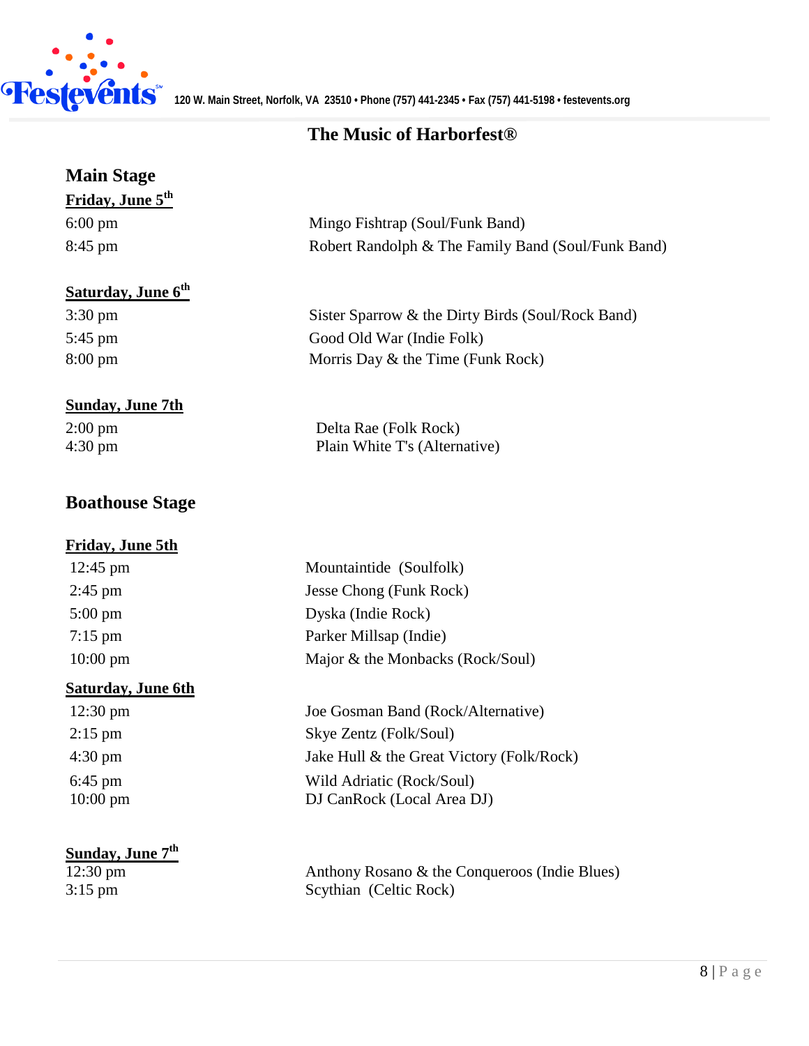Festevents 120 W. Main Street, Norfolk, VA 23510 • Phone (757) 441-2345 • Fax (757) 441-5198 • festevents.org

# The Music of Harborfest®

## Main Stage

**Friday, June 5th**

| | |
|---|---|
| 6:00 pm | Mingo Fishtrap (Soul/Funk Band) |
| 8:45 pm | Robert Randolph & The Family Band (Soul/Funk Band) |

**Saturday, June 6th**

| | |
|---|---|
| 3:30 pm | Sister Sparrow & the Dirty Birds (Soul/Rock Band) |
| 5:45 pm | Good Old War (Indie Folk) |
| 8:00 pm | Morris Day & the Time (Funk Rock) |

**Sunday, June 7th**

| | |
|---|---|
| 2:00 pm | Delta Rae (Folk Rock) |
| 4:30 pm | Plain White T's (Alternative) |

## Boathouse Stage

**Friday, June 5th**

| | |
|---|---|
| 12:45 pm | Mountaintide (Soulfolk) |
| 2:45 pm | Jesse Chong (Funk Rock) |
| 5:00 pm | Dyska (Indie Rock) |
| 7:15 pm | Parker Millsap (Indie) |
| 10:00 pm | Major & the Monbacks (Rock/Soul) |

**Saturday, June 6th**

| | |
|---|---|
| 12:30 pm | Joe Gosman Band (Rock/Alternative) |
| 2:15 pm | Skye Zentz (Folk/Soul) |
| 4:30 pm | Jake Hull & the Great Victory (Folk/Rock) |
| 6:45 pm | Wild Adriatic (Rock/Soul) |
| 10:00 pm | DJ CanRock (Local Area DJ) |

**Sunday, June 7th**

| | |
|---|---|
| 12:30 pm | Anthony Rosano & the Conqueroos (Indie Blues) |
| 3:15 pm | Scythian (Celtic Rock) |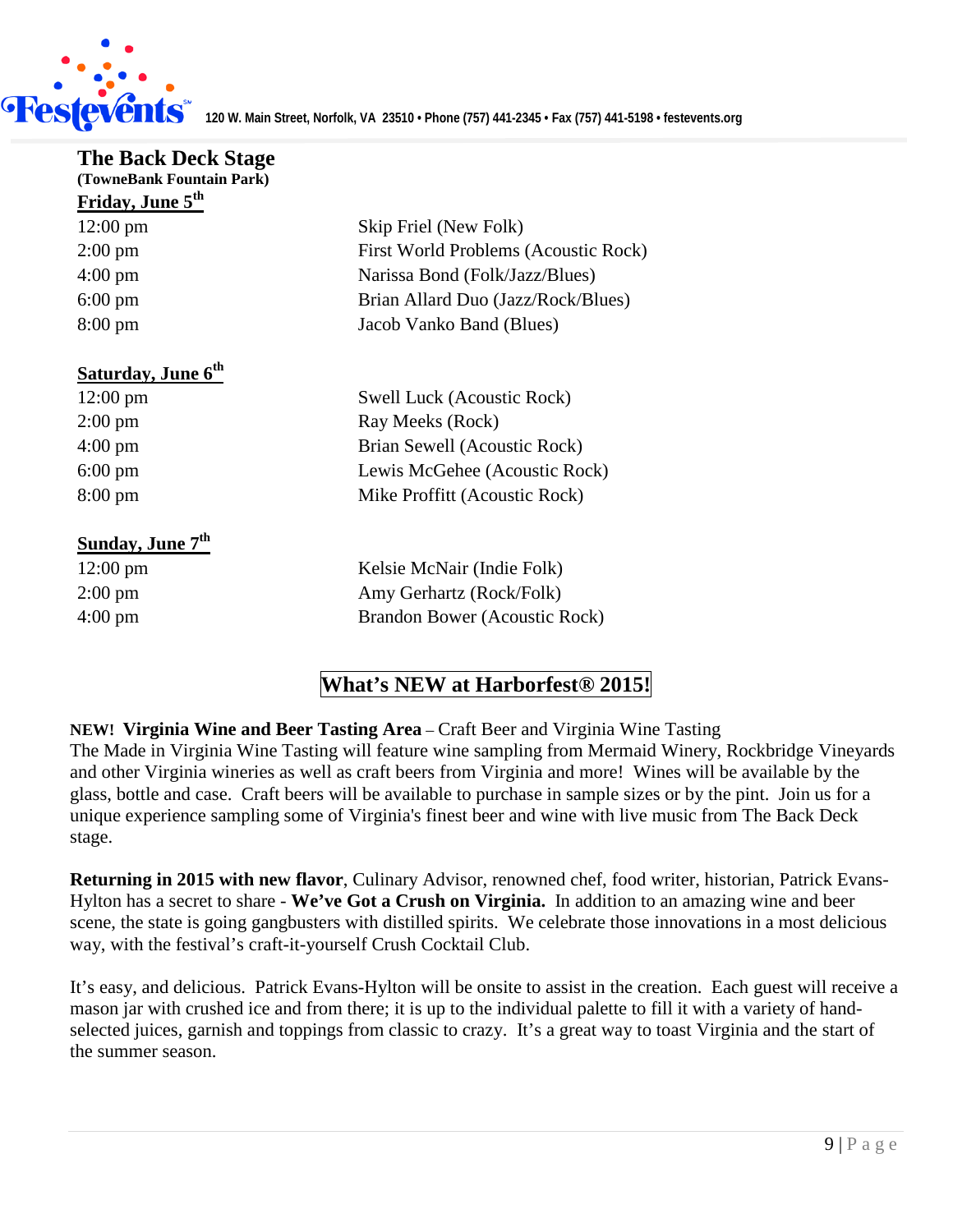## The Back Deck Stage

**(TowneBank Fountain Park)**

**Friday, June 5th**

| | |
|---|---|
| 12:00 pm | Skip Friel (New Folk) |
| 2:00 pm | First World Problems (Acoustic Rock) |
| 4:00 pm | Narissa Bond (Folk/Jazz/Blues) |
| 6:00 pm | Brian Allard Duo (Jazz/Rock/Blues) |
| 8:00 pm | Jacob Vanko Band (Blues) |

**Saturday, June 6th**

| | |
|---|---|
| 12:00 pm | Swell Luck (Acoustic Rock) |
| 2:00 pm | Ray Meeks (Rock) |
| 4:00 pm | Brian Sewell (Acoustic Rock) |
| 6:00 pm | Lewis McGehee (Acoustic Rock) |
| 8:00 pm | Mike Proffitt (Acoustic Rock) |

**Sunday, June 7th**

| | |
|---|---|
| 12:00 pm | Kelsie McNair (Indie Folk) |
| 2:00 pm | Amy Gerhartz (Rock/Folk) |
| 4:00 pm | Brandon Bower (Acoustic Rock) |

## What's NEW at Harborfest® 2015!

**NEW! Virginia Wine and Beer Tasting Area** – Craft Beer and Virginia Wine Tasting
The Made in Virginia Wine Tasting will feature wine sampling from Mermaid Winery, Rockbridge Vineyards and other Virginia wineries as well as craft beers from Virginia and more! Wines will be available by the glass, bottle and case. Craft beers will be available to purchase in sample sizes or by the pint. Join us for a unique experience sampling some of Virginia's finest beer and wine with live music from The Back Deck stage.

**Returning in 2015 with new flavor**, Culinary Advisor, renowned chef, food writer, historian, Patrick Evans-Hylton has a secret to share - **We've Got a Crush on Virginia.** In addition to an amazing wine and beer scene, the state is going gangbusters with distilled spirits. We celebrate those innovations in a most delicious way, with the festival's craft-it-yourself Crush Cocktail Club.

It's easy, and delicious. Patrick Evans-Hylton will be onsite to assist in the creation. Each guest will receive a mason jar with crushed ice and from there; it is up to the individual palette to fill it with a variety of hand-selected juices, garnish and toppings from classic to crazy. It's a great way to toast Virginia and the start of the summer season.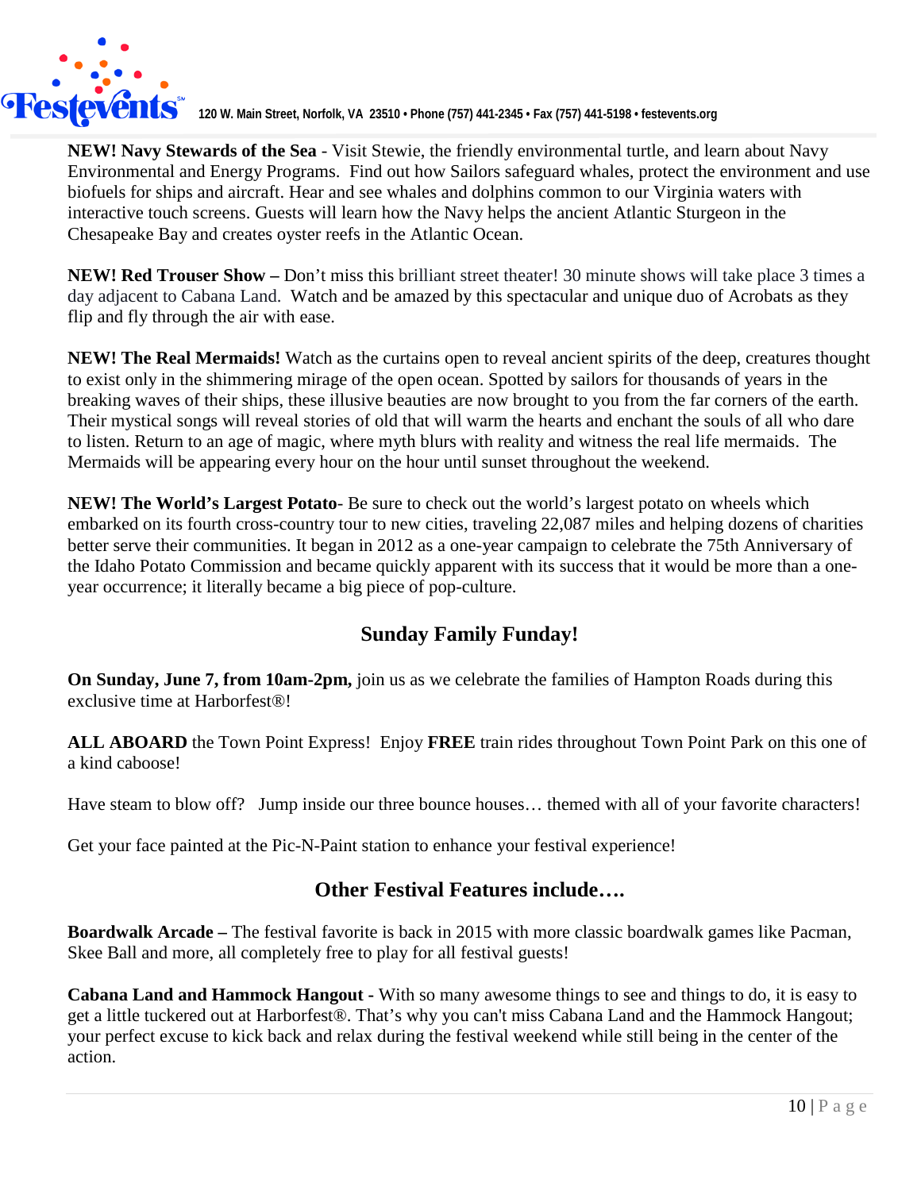**NEW! Navy Stewards of the Sea** - Visit Stewie, the friendly environmental turtle, and learn about Navy Environmental and Energy Programs. Find out how Sailors safeguard whales, protect the environment and use biofuels for ships and aircraft. Hear and see whales and dolphins common to our Virginia waters with interactive touch screens. Guests will learn how the Navy helps the ancient Atlantic Sturgeon in the Chesapeake Bay and creates oyster reefs in the Atlantic Ocean.

**NEW! Red Trouser Show –** Don't miss this brilliant street theater! 30 minute shows will take place 3 times a day adjacent to Cabana Land. Watch and be amazed by this spectacular and unique duo of Acrobats as they flip and fly through the air with ease.

**NEW! The Real Mermaids!** Watch as the curtains open to reveal ancient spirits of the deep, creatures thought to exist only in the shimmering mirage of the open ocean. Spotted by sailors for thousands of years in the breaking waves of their ships, these illusive beauties are now brought to you from the far corners of the earth. Their mystical songs will reveal stories of old that will warm the hearts and enchant the souls of all who dare to listen. Return to an age of magic, where myth blurs with reality and witness the real life mermaids. The Mermaids will be appearing every hour on the hour until sunset throughout the weekend.

**NEW! The World's Largest Potato**- Be sure to check out the world's largest potato on wheels which embarked on its fourth cross-country tour to new cities, traveling 22,087 miles and helping dozens of charities better serve their communities. It began in 2012 as a one-year campaign to celebrate the 75th Anniversary of the Idaho Potato Commission and became quickly apparent with its success that it would be more than a one-year occurrence; it literally became a big piece of pop-culture.

## Sunday Family Funday!

**On Sunday, June 7, from 10am-2pm,** join us as we celebrate the families of Hampton Roads during this exclusive time at Harborfest®!

**ALL ABOARD** the Town Point Express! Enjoy **FREE** train rides throughout Town Point Park on this one of a kind caboose!

Have steam to blow off? Jump inside our three bounce houses… themed with all of your favorite characters!

Get your face painted at the Pic-N-Paint station to enhance your festival experience!

## Other Festival Features include….

**Boardwalk Arcade –** The festival favorite is back in 2015 with more classic boardwalk games like Pacman, Skee Ball and more, all completely free to play for all festival guests!

**Cabana Land and Hammock Hangout -** With so many awesome things to see and things to do, it is easy to get a little tuckered out at Harborfest®. That's why you can't miss Cabana Land and the Hammock Hangout; your perfect excuse to kick back and relax during the festival weekend while still being in the center of the action.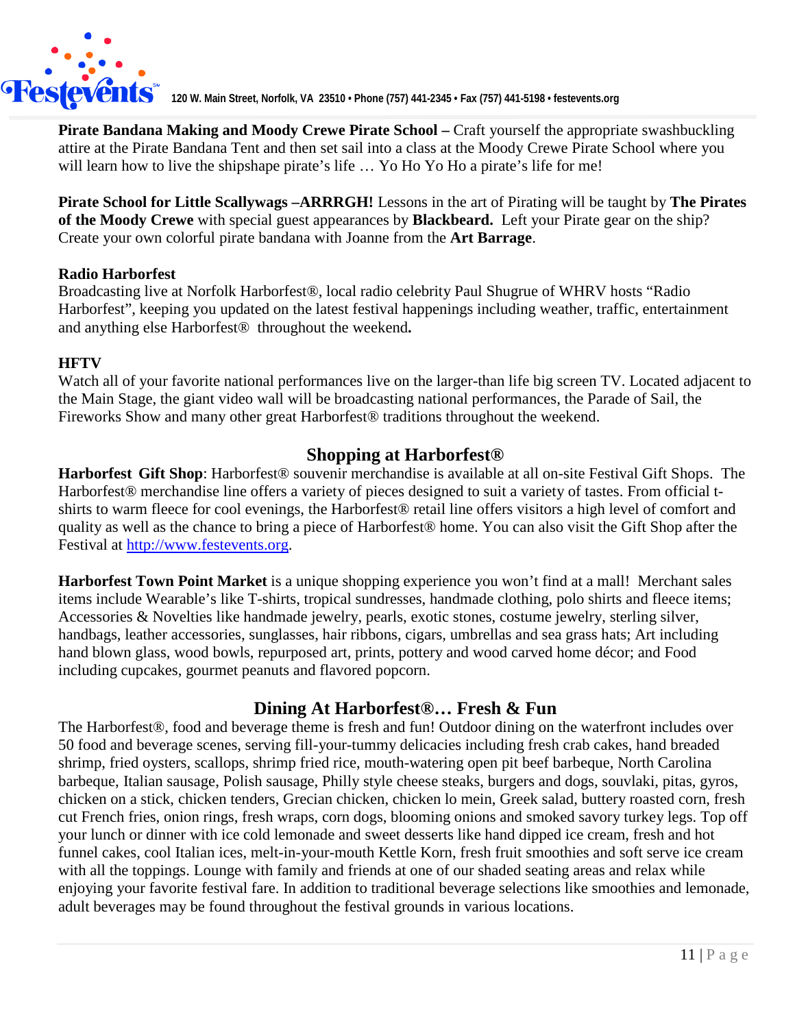**Pirate Bandana Making and Moody Crewe Pirate School –** Craft yourself the appropriate swashbuckling attire at the Pirate Bandana Tent and then set sail into a class at the Moody Crewe Pirate School where you will learn how to live the shipshape pirate's life … Yo Ho Yo Ho a pirate's life for me!

**Pirate School for Little Scallywags –ARRRGH!** Lessons in the art of Pirating will be taught by **The Pirates of the Moody Crewe** with special guest appearances by **Blackbeard.** Left your Pirate gear on the ship? Create your own colorful pirate bandana with Joanne from the **Art Barrage**.

**Radio Harborfest**

Broadcasting live at Norfolk Harborfest®, local radio celebrity Paul Shugrue of WHRV hosts "Radio Harborfest", keeping you updated on the latest festival happenings including weather, traffic, entertainment and anything else Harborfest® throughout the weekend**.**

**HFTV**

Watch all of your favorite national performances live on the larger-than life big screen TV. Located adjacent to the Main Stage, the giant video wall will be broadcasting national performances, the Parade of Sail, the Fireworks Show and many other great Harborfest® traditions throughout the weekend.

## Shopping at Harborfest®

**Harborfest Gift Shop**: Harborfest® souvenir merchandise is available at all on-site Festival Gift Shops. The Harborfest® merchandise line offers a variety of pieces designed to suit a variety of tastes. From official t-shirts to warm fleece for cool evenings, the Harborfest® retail line offers visitors a high level of comfort and quality as well as the chance to bring a piece of Harborfest® home. You can also visit the Gift Shop after the Festival at http://www.festevents.org.

**Harborfest Town Point Market** is a unique shopping experience you won't find at a mall! Merchant sales items include Wearable's like T-shirts, tropical sundresses, handmade clothing, polo shirts and fleece items; Accessories & Novelties like handmade jewelry, pearls, exotic stones, costume jewelry, sterling silver, handbags, leather accessories, sunglasses, hair ribbons, cigars, umbrellas and sea grass hats; Art including hand blown glass, wood bowls, repurposed art, prints, pottery and wood carved home décor; and Food including cupcakes, gourmet peanuts and flavored popcorn.

## Dining At Harborfest®… Fresh & Fun

The Harborfest®, food and beverage theme is fresh and fun! Outdoor dining on the waterfront includes over 50 food and beverage scenes, serving fill-your-tummy delicacies including fresh crab cakes, hand breaded shrimp, fried oysters, scallops, shrimp fried rice, mouth-watering open pit beef barbeque, North Carolina barbeque, Italian sausage, Polish sausage, Philly style cheese steaks, burgers and dogs, souvlaki, pitas, gyros, chicken on a stick, chicken tenders, Grecian chicken, chicken lo mein, Greek salad, buttery roasted corn, fresh cut French fries, onion rings, fresh wraps, corn dogs, blooming onions and smoked savory turkey legs. Top off your lunch or dinner with ice cold lemonade and sweet desserts like hand dipped ice cream, fresh and hot funnel cakes, cool Italian ices, melt-in-your-mouth Kettle Korn, fresh fruit smoothies and soft serve ice cream with all the toppings. Lounge with family and friends at one of our shaded seating areas and relax while enjoying your favorite festival fare. In addition to traditional beverage selections like smoothies and lemonade, adult beverages may be found throughout the festival grounds in various locations.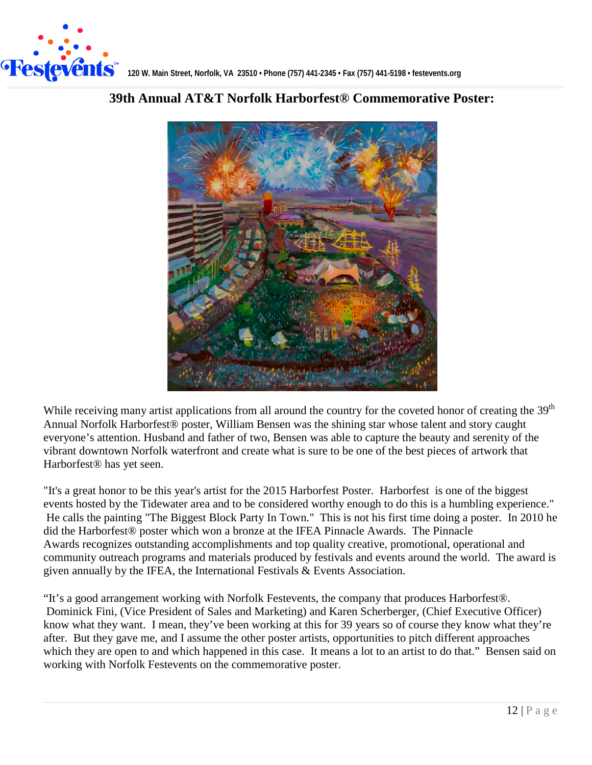## 39th Annual AT&T Norfolk Harborfest® Commemorative Poster:

While receiving many artist applications from all around the country for the coveted honor of creating the 39th Annual Norfolk Harborfest® poster, William Bensen was the shining star whose talent and story caught everyone's attention. Husband and father of two, Bensen was able to capture the beauty and serenity of the vibrant downtown Norfolk waterfront and create what is sure to be one of the best pieces of artwork that Harborfest® has yet seen.

"It's a great honor to be this year's artist for the 2015 Harborfest Poster. Harborfest is one of the biggest events hosted by the Tidewater area and to be considered worthy enough to do this is a humbling experience." He calls the painting "The Biggest Block Party In Town." This is not his first time doing a poster. In 2010 he did the Harborfest® poster which won a bronze at the IFEA Pinnacle Awards. The Pinnacle Awards recognizes outstanding accomplishments and top quality creative, promotional, operational and community outreach programs and materials produced by festivals and events around the world. The award is given annually by the IFEA, the International Festivals & Events Association.

"It's a good arrangement working with Norfolk Festevents, the company that produces Harborfest®. Dominick Fini, (Vice President of Sales and Marketing) and Karen Scherberger, (Chief Executive Officer) know what they want. I mean, they've been working at this for 39 years so of course they know what they're after. But they gave me, and I assume the other poster artists, opportunities to pitch different approaches which they are open to and which happened in this case. It means a lot to an artist to do that." Bensen said on working with Norfolk Festevents on the commemorative poster.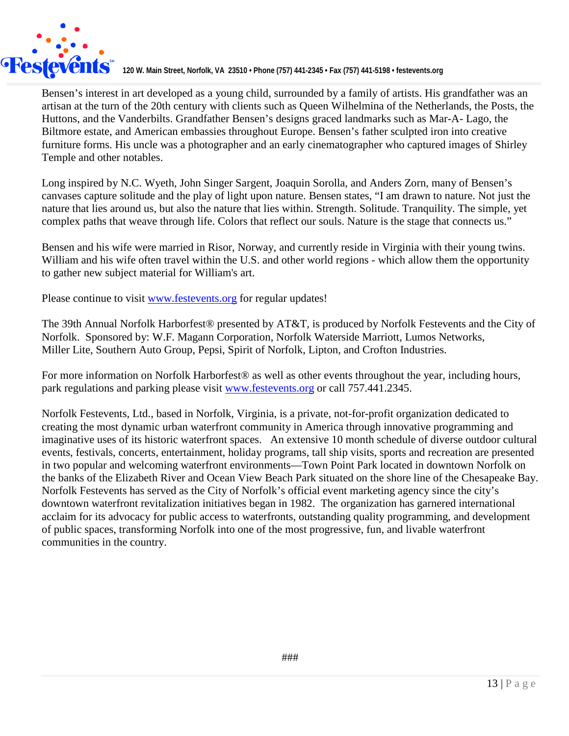Bensen's interest in art developed as a young child, surrounded by a family of artists. His grandfather was an artisan at the turn of the 20th century with clients such as Queen Wilhelmina of the Netherlands, the Posts, the Huttons, and the Vanderbilts. Grandfather Bensen's designs graced landmarks such as Mar-A- Lago, the Biltmore estate, and American embassies throughout Europe. Bensen's father sculpted iron into creative furniture forms. His uncle was a photographer and an early cinematographer who captured images of Shirley Temple and other notables.

Long inspired by N.C. Wyeth, John Singer Sargent, Joaquin Sorolla, and Anders Zorn, many of Bensen's canvases capture solitude and the play of light upon nature. Bensen states, "I am drawn to nature. Not just the nature that lies around us, but also the nature that lies within. Strength. Solitude. Tranquility. The simple, yet complex paths that weave through life. Colors that reflect our souls. Nature is the stage that connects us."

Bensen and his wife were married in Risor, Norway, and currently reside in Virginia with their young twins. William and his wife often travel within the U.S. and other world regions - which allow them the opportunity to gather new subject material for William's art.

Please continue to visit [www.festevents.org](http://www.festevents.org) for regular updates!

The 39th Annual Norfolk Harborfest® presented by AT&T, is produced by Norfolk Festevents and the City of Norfolk. Sponsored by: W.F. Magann Corporation, Norfolk Waterside Marriott, Lumos Networks, Miller Lite, Southern Auto Group, Pepsi, Spirit of Norfolk, Lipton, and Crofton Industries.

For more information on Norfolk Harborfest® as well as other events throughout the year, including hours, park regulations and parking please visit [www.festevents.org](http://www.festevents.org) or call 757.441.2345.

Norfolk Festevents, Ltd., based in Norfolk, Virginia, is a private, not-for-profit organization dedicated to creating the most dynamic urban waterfront community in America through innovative programming and imaginative uses of its historic waterfront spaces. An extensive 10 month schedule of diverse outdoor cultural events, festivals, concerts, entertainment, holiday programs, tall ship visits, sports and recreation are presented in two popular and welcoming waterfront environments—Town Point Park located in downtown Norfolk on the banks of the Elizabeth River and Ocean View Beach Park situated on the shore line of the Chesapeake Bay. Norfolk Festevents has served as the City of Norfolk's official event marketing agency since the city's downtown waterfront revitalization initiatives began in 1982. The organization has garnered international acclaim for its advocacy for public access to waterfronts, outstanding quality programming, and development of public spaces, transforming Norfolk into one of the most progressive, fun, and livable waterfront communities in the country.

###